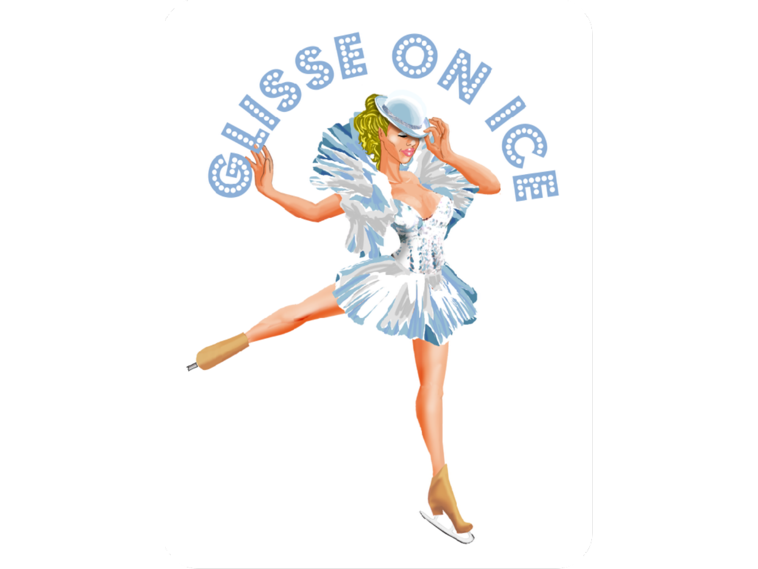# GLISSE ON ICE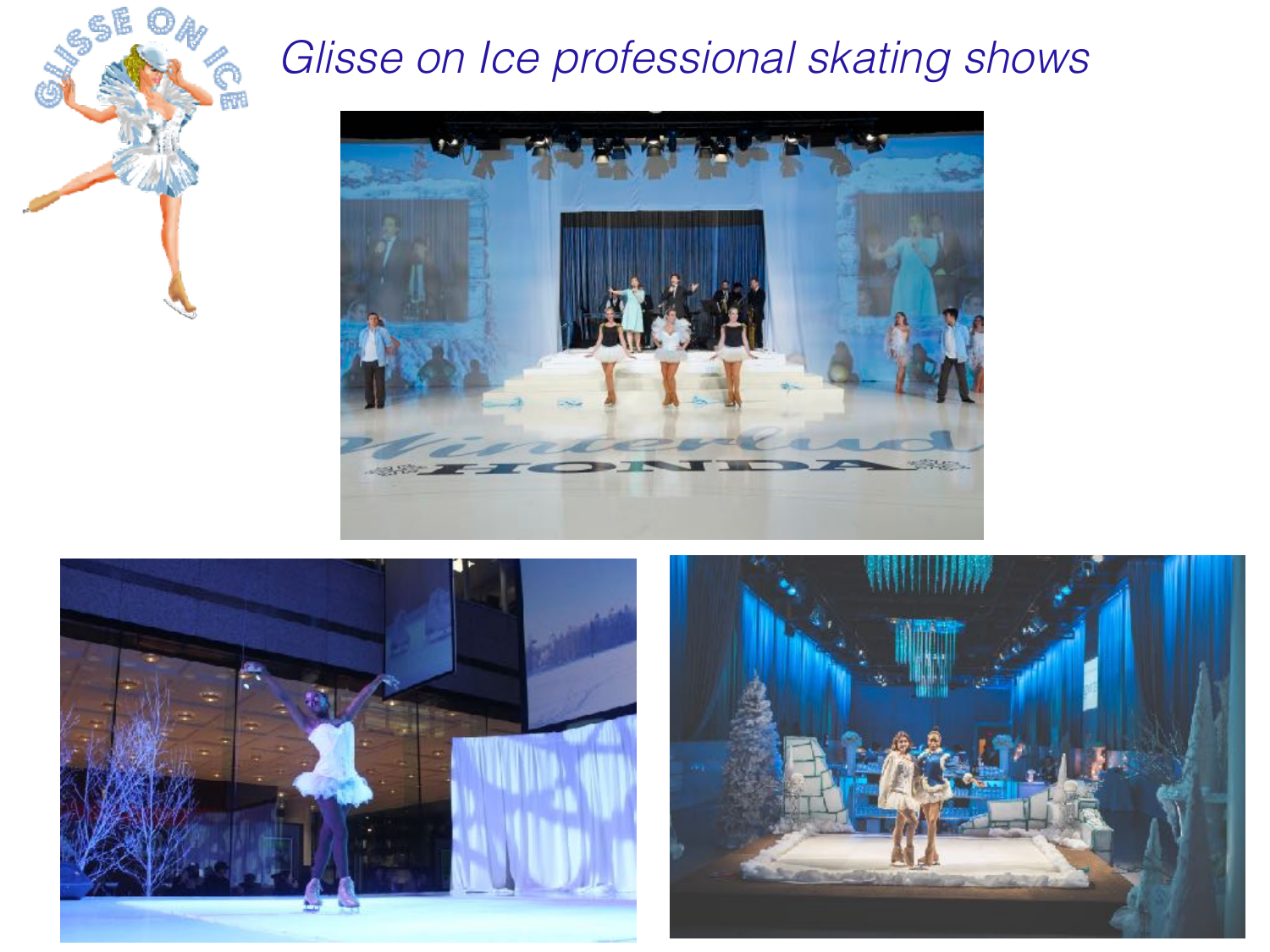*Glisse on Ice professional skating shows*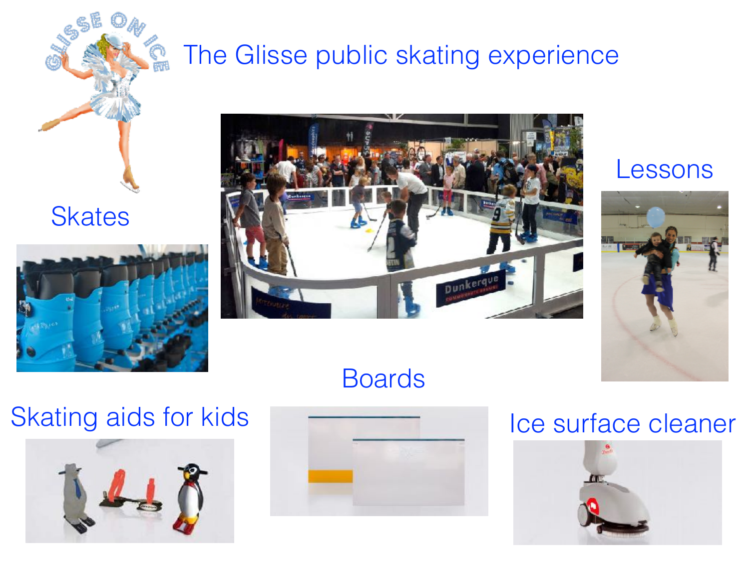# The Glisse public skating experience

Skates

Lessons

Boards

Skating aids for kids

Ice surface cleaner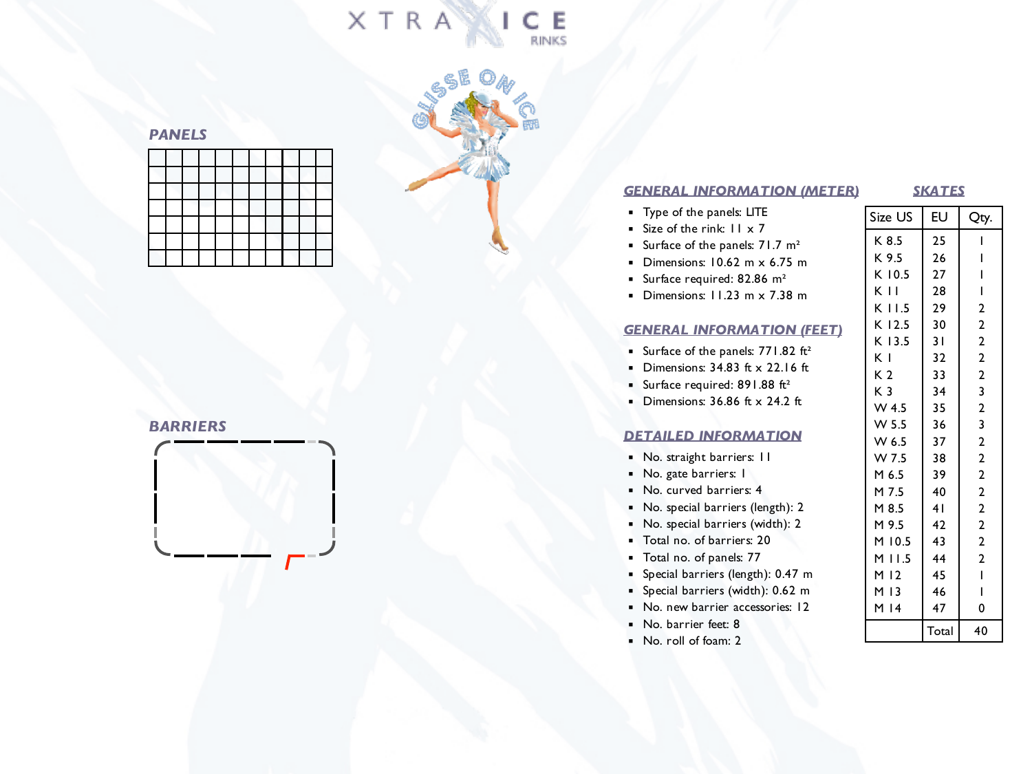XTRA ICE RINKS

GLISSE ON ICE

## PANELS

## BARRIERS

## GENERAL INFORMATION (METER)

- Type of the panels: LITE
- Size of the rink: 11 x 7
- Surface of the panels: 71.7 m²
- Dimensions: 10.62 m x 6.75 m
- Surface required: 82.86 m²
- Dimensions: 11.23 m x 7.38 m

## GENERAL INFORMATION (FEET)

- Surface of the panels: 771.82 ft²
- Dimensions: 34.83 ft x 22.16 ft
- Surface required: 891.88 ft²
- Dimensions: 36.86 ft x 24.2 ft

## DETAILED INFORMATION

- No. straight barriers: 11
- No. gate barriers: 1
- No. curved barriers: 4
- No. special barriers (length): 2
- No. special barriers (width): 2
- Total no. of barriers: 20
- Total no. of panels: 77
- Special barriers (length): 0.47 m
- Special barriers (width): 0.62 m
- No. new barrier accessories: 12
- No. barrier feet: 8
- No. roll of foam: 2

## SKATES

| Size US | EU | Qty. |
|---|---|---|
| K 8.5 | 25 | 1 |
| K 9.5 | 26 | 1 |
| K 10.5 | 27 | 1 |
| K 11 | 28 | 1 |
| K 11.5 | 29 | 2 |
| K 12.5 | 30 | 2 |
| K 13.5 | 31 | 2 |
| K 1 | 32 | 2 |
| K 2 | 33 | 2 |
| K 3 | 34 | 3 |
| W 4.5 | 35 | 2 |
| W 5.5 | 36 | 3 |
| W 6.5 | 37 | 2 |
| W 7.5 | 38 | 2 |
| M 6.5 | 39 | 2 |
| M 7.5 | 40 | 2 |
| M 8.5 | 41 | 2 |
| M 9.5 | 42 | 2 |
| M 10.5 | 43 | 2 |
| M 11.5 | 44 | 2 |
| M 12 | 45 | 1 |
| M 13 | 46 | 1 |
| M 14 | 47 | 0 |
| | Total | 40 |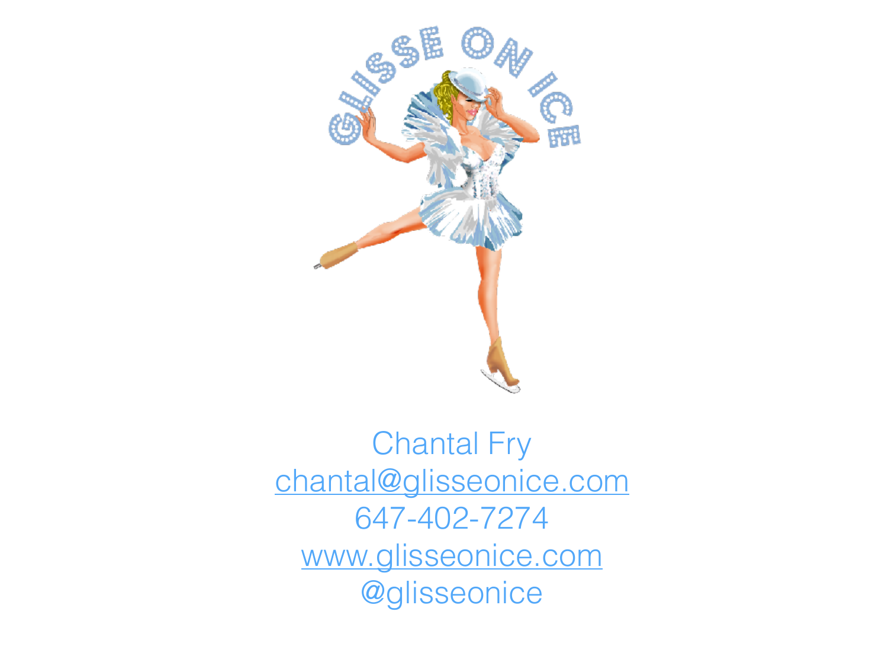GLISSE ON ICE

Chantal Fry
chantal@glisseonice.com
647-402-7274
www.glisseonice.com
@glisseonice